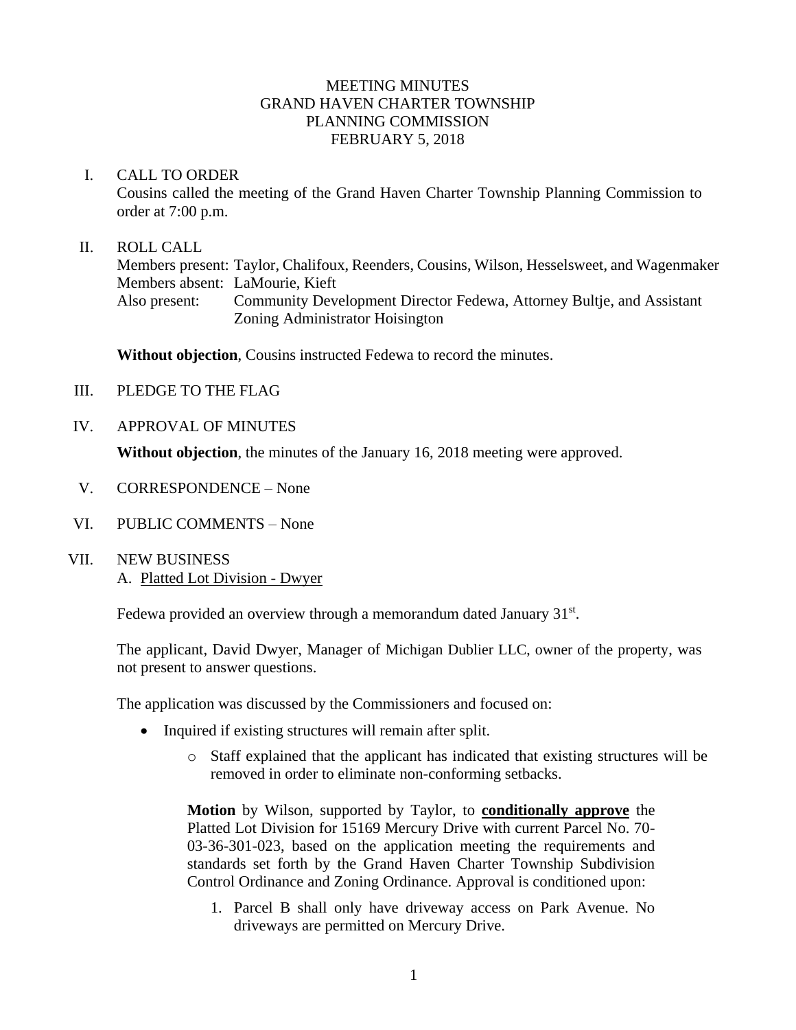# MEETING MINUTES
# GRAND HAVEN CHARTER TOWNSHIP
# PLANNING COMMISSION
# FEBRUARY 5, 2018

I. CALL TO ORDER

Cousins called the meeting of the Grand Haven Charter Township Planning Commission to order at 7:00 p.m.

II. ROLL CALL

Members present: Taylor, Chalifoux, Reenders, Cousins, Wilson, Hesselsweet, and Wagenmaker
Members absent: LaMourie, Kieft
Also present: Community Development Director Fedewa, Attorney Bultje, and Assistant Zoning Administrator Hoisington

**Without objection**, Cousins instructed Fedewa to record the minutes.

III. PLEDGE TO THE FLAG

IV. APPROVAL OF MINUTES

**Without objection**, the minutes of the January 16, 2018 meeting were approved.

V. CORRESPONDENCE – None

VI. PUBLIC COMMENTS – None

VII. NEW BUSINESS

A. Platted Lot Division - Dwyer

Fedewa provided an overview through a memorandum dated January 31st.

The applicant, David Dwyer, Manager of Michigan Dublier LLC, owner of the property, was not present to answer questions.

The application was discussed by the Commissioners and focused on:

- Inquired if existing structures will remain after split.
  - Staff explained that the applicant has indicated that existing structures will be removed in order to eliminate non-conforming setbacks.

**Motion** by Wilson, supported by Taylor, to **conditionally approve** the Platted Lot Division for 15169 Mercury Drive with current Parcel No. 70-03-36-301-023, based on the application meeting the requirements and standards set forth by the Grand Haven Charter Township Subdivision Control Ordinance and Zoning Ordinance. Approval is conditioned upon:

1. Parcel B shall only have driveway access on Park Avenue. No driveways are permitted on Mercury Drive.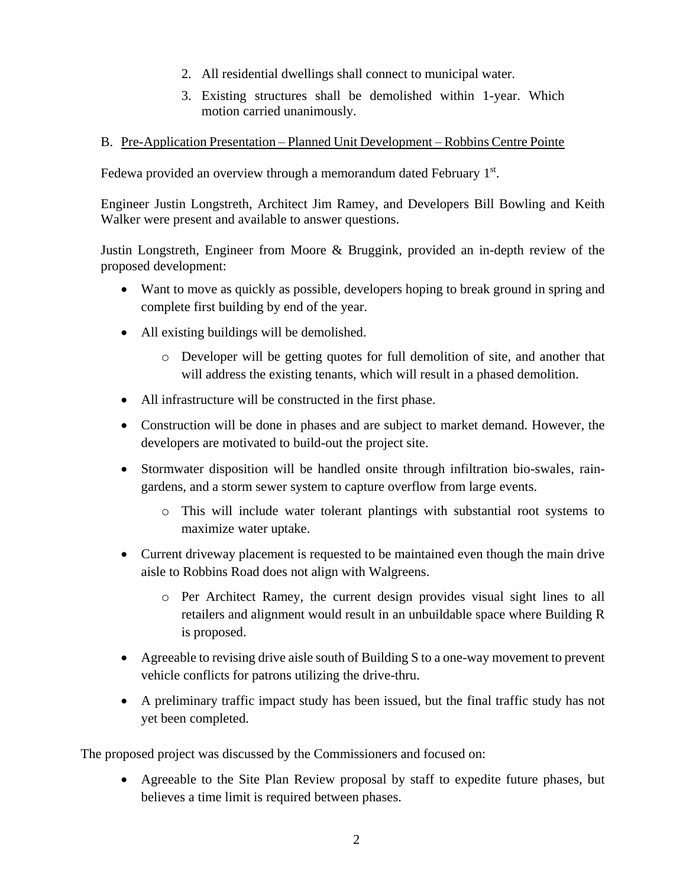2. All residential dwellings shall connect to municipal water.
3. Existing structures shall be demolished within 1-year. Which motion carried unanimously.

B. Pre-Application Presentation – Planned Unit Development – Robbins Centre Pointe

Fedewa provided an overview through a memorandum dated February 1st.

Engineer Justin Longstreth, Architect Jim Ramey, and Developers Bill Bowling and Keith Walker were present and available to answer questions.

Justin Longstreth, Engineer from Moore & Bruggink, provided an in-depth review of the proposed development:

- Want to move as quickly as possible, developers hoping to break ground in spring and complete first building by end of the year.
- All existing buildings will be demolished.
    - Developer will be getting quotes for full demolition of site, and another that will address the existing tenants, which will result in a phased demolition.
- All infrastructure will be constructed in the first phase.
- Construction will be done in phases and are subject to market demand. However, the developers are motivated to build-out the project site.
- Stormwater disposition will be handled onsite through infiltration bio-swales, rain-gardens, and a storm sewer system to capture overflow from large events.
    - This will include water tolerant plantings with substantial root systems to maximize water uptake.
- Current driveway placement is requested to be maintained even though the main drive aisle to Robbins Road does not align with Walgreens.
    - Per Architect Ramey, the current design provides visual sight lines to all retailers and alignment would result in an unbuildable space where Building R is proposed.
- Agreeable to revising drive aisle south of Building S to a one-way movement to prevent vehicle conflicts for patrons utilizing the drive-thru.
- A preliminary traffic impact study has been issued, but the final traffic study has not yet been completed.

The proposed project was discussed by the Commissioners and focused on:

- Agreeable to the Site Plan Review proposal by staff to expedite future phases, but believes a time limit is required between phases.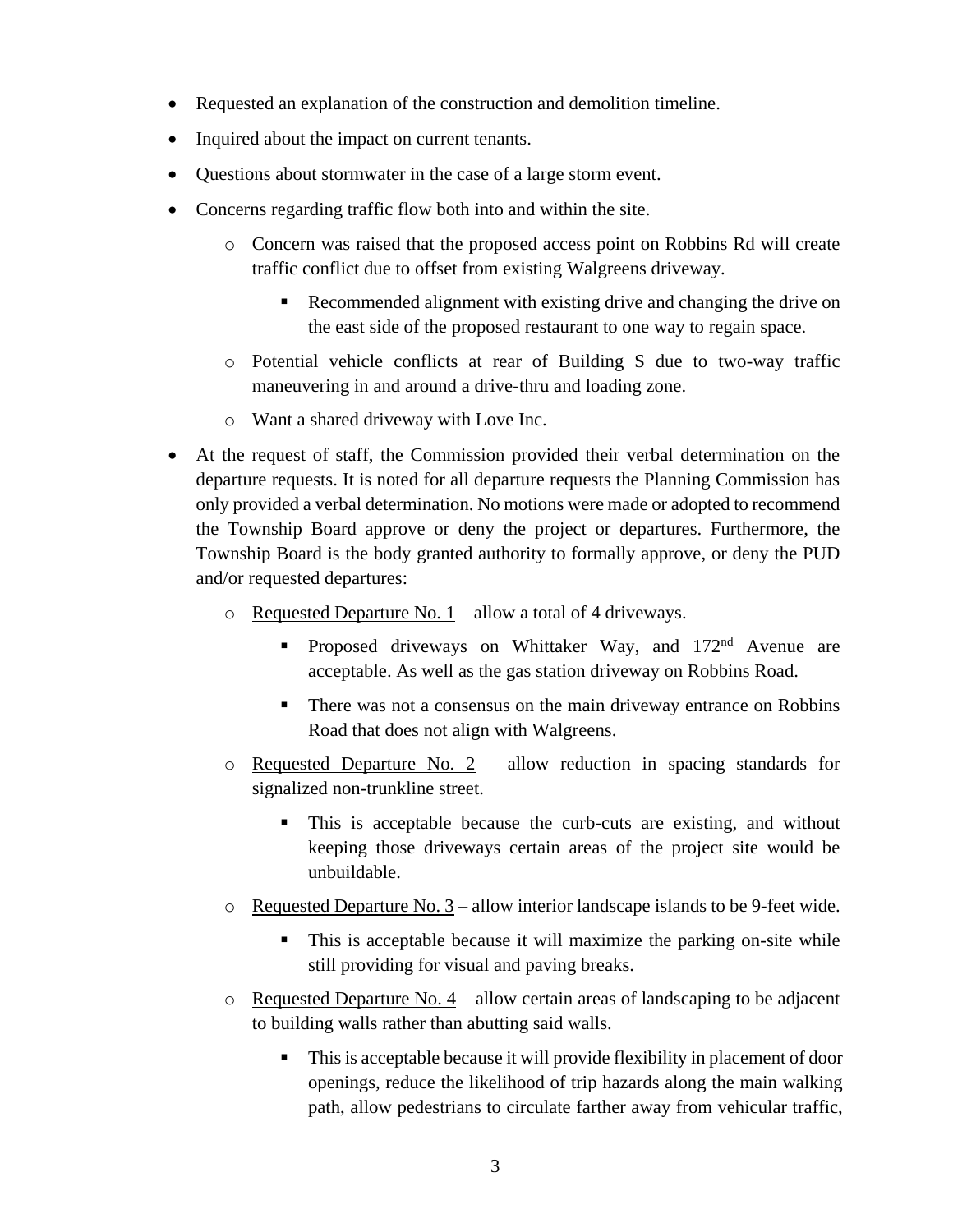- Requested an explanation of the construction and demolition timeline.
- Inquired about the impact on current tenants.
- Questions about stormwater in the case of a large storm event.
- Concerns regarding traffic flow both into and within the site.
    - Concern was raised that the proposed access point on Robbins Rd will create traffic conflict due to offset from existing Walgreens driveway.
        - Recommended alignment with existing drive and changing the drive on the east side of the proposed restaurant to one way to regain space.
    - Potential vehicle conflicts at rear of Building S due to two-way traffic maneuvering in and around a drive-thru and loading zone.
    - Want a shared driveway with Love Inc.
- At the request of staff, the Commission provided their verbal determination on the departure requests. It is noted for all departure requests the Planning Commission has only provided a verbal determination. No motions were made or adopted to recommend the Township Board approve or deny the project or departures. Furthermore, the Township Board is the body granted authority to formally approve, or deny the PUD and/or requested departures:
    - Requested Departure No. 1 – allow a total of 4 driveways.
        - Proposed driveways on Whittaker Way, and 172nd Avenue are acceptable. As well as the gas station driveway on Robbins Road.
        - There was not a consensus on the main driveway entrance on Robbins Road that does not align with Walgreens.
    - Requested Departure No. 2 – allow reduction in spacing standards for signalized non-trunkline street.
        - This is acceptable because the curb-cuts are existing, and without keeping those driveways certain areas of the project site would be unbuildable.
    - Requested Departure No. 3 – allow interior landscape islands to be 9-feet wide.
        - This is acceptable because it will maximize the parking on-site while still providing for visual and paving breaks.
    - Requested Departure No. 4 – allow certain areas of landscaping to be adjacent to building walls rather than abutting said walls.
        - This is acceptable because it will provide flexibility in placement of door openings, reduce the likelihood of trip hazards along the main walking path, allow pedestrians to circulate farther away from vehicular traffic,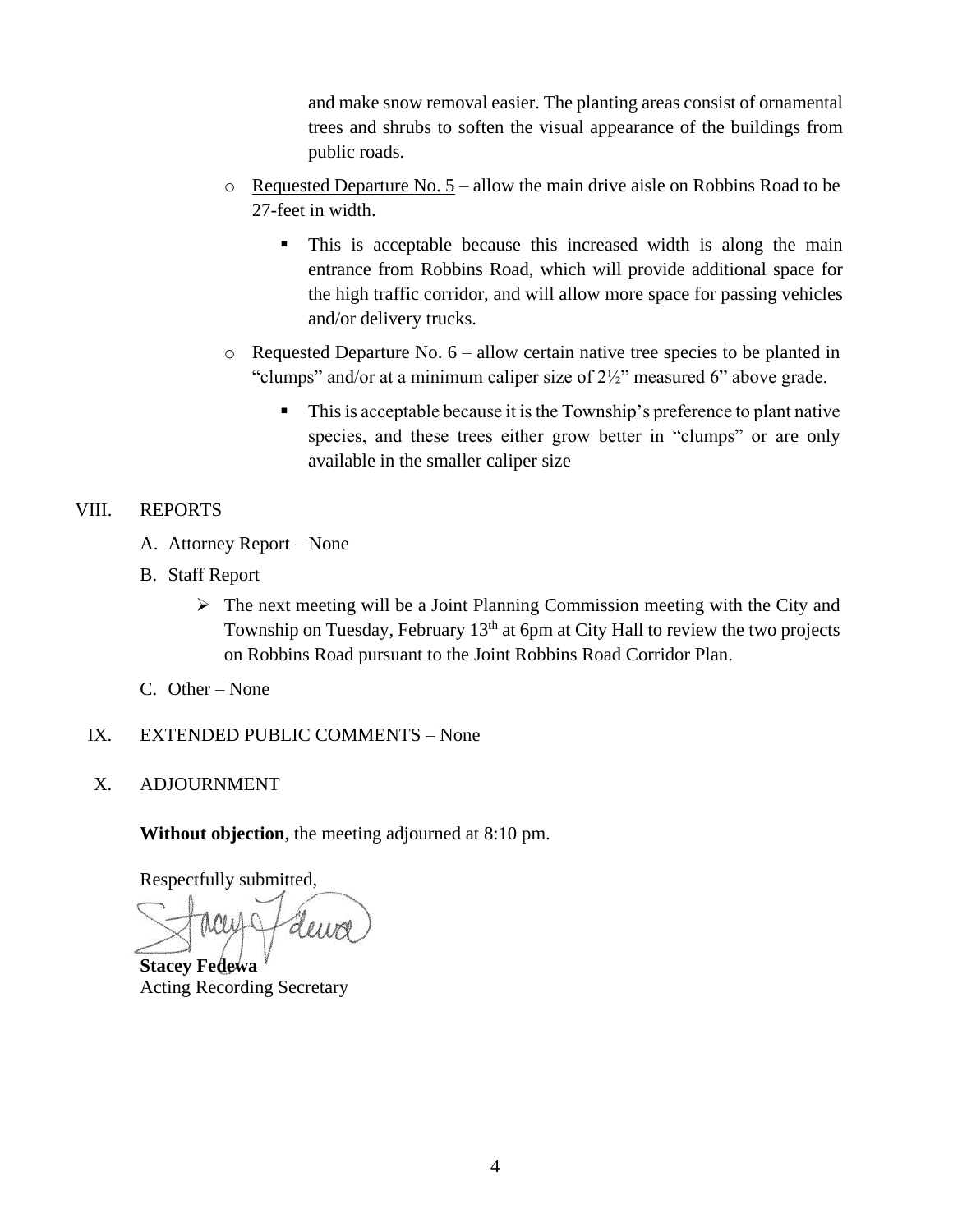and make snow removal easier. The planting areas consist of ornamental trees and shrubs to soften the visual appearance of the buildings from public roads.

- Requested Departure No. 5 – allow the main drive aisle on Robbins Road to be 27-feet in width.
  - This is acceptable because this increased width is along the main entrance from Robbins Road, which will provide additional space for the high traffic corridor, and will allow more space for passing vehicles and/or delivery trucks.
- Requested Departure No. 6 – allow certain native tree species to be planted in "clumps" and/or at a minimum caliper size of 2½" measured 6" above grade.
  - This is acceptable because it is the Township's preference to plant native species, and these trees either grow better in "clumps" or are only available in the smaller caliper size

VIII. REPORTS

A. Attorney Report – None

B. Staff Report

- The next meeting will be a Joint Planning Commission meeting with the City and Township on Tuesday, February 13th at 6pm at City Hall to review the two projects on Robbins Road pursuant to the Joint Robbins Road Corridor Plan.

C. Other – None

IX. EXTENDED PUBLIC COMMENTS – None

X. ADJOURNMENT

**Without objection**, the meeting adjourned at 8:10 pm.

Respectfully submitted,

**Stacey Fedewa**
Acting Recording Secretary